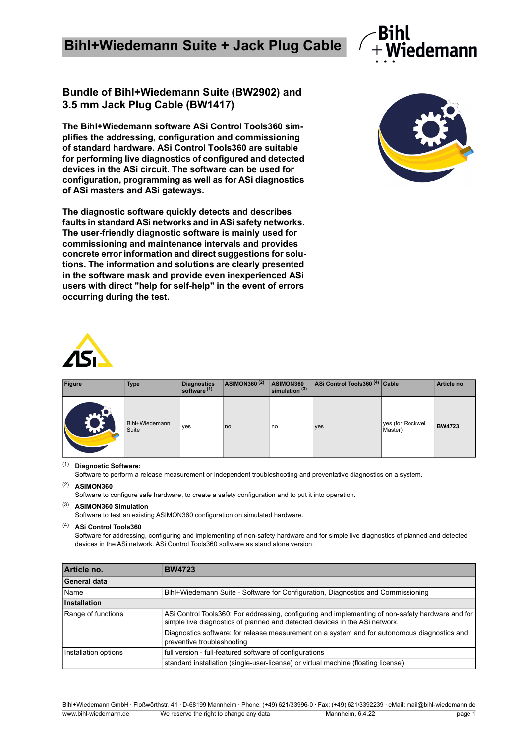# Bihl+Wiedemann Suite + Jack Plug Cable

## Bundle of Bihl+Wiedemann Suite (BW2902) and 3.5 mm Jack Plug Cable (BW1417)

**The Bihl+Wiedemann software ASi Control Tools360 simplifies the addressing, configuration and commissioning of standard hardware. ASi Control Tools360 are suitable for performing live diagnostics of configured and detected devices in the ASi circuit. The software can be used for configuration, programming as well as for ASi diagnostics of ASi masters and ASi gateways.**

**The diagnostic software quickly detects and describes faults in standard ASi networks and in ASi safety networks. The user-friendly diagnostic software is mainly used for commissioning and maintenance intervals and provides concrete error information and direct suggestions for solutions. The information and solutions are clearly presented in the software mask and provide even inexperienced ASi users with direct "help for self-help" in the event of errors occurring during the test.**

| Figure | Type | Diagnostics software [1] | ASIMON360 [2] | ASIMON360 simulation [3] | ASi Control Tools360 [4] | Cable | Article no |
|---|---|---|---|---|---|---|---|
| | Bihl+Wiedemann Suite | yes | no | no | yes | yes (for Rockwell Master) | **BW4723** |

[1] **Diagnostic Software:**
Software to perform a release measurement or independent troubleshooting and preventative diagnostics on a system.

[2] **ASIMON360**
Software to configure safe hardware, to create a safety configuration and to put it into operation.

[3] **ASIMON360 Simulation**
Software to test an existing ASIMON360 configuration on simulated hardware.

[4] **ASi Control Tools360**
Software for addressing, configuring and implementing of non-safety hardware and for simple live diagnostics of planned and detected devices in the ASi network. ASi Control Tools360 software as stand alone version.

| Article no. | BW4723 |
|---|---|
| **General data** | |
| Name | Bihl+Wiedemann Suite - Software for Configuration, Diagnostics and Commissioning |
| **Installation** | |
| Range of functions | ASi Control Tools360: For addressing, configuring and implementing of non-safety hardware and for simple live diagnostics of planned and detected devices in the ASi network. |
| | Diagnostics software: for release measurement on a system and for autonomous diagnostics and preventive troubleshooting |
| Installation options | full version - full-featured software of configurations |
| | standard installation (single-user-license) or virtual machine (floating license) |

Bihl+Wiedemann GmbH · Floßwörthstr. 41 · D-68199 Mannheim · Phone: (+49) 621/33996-0 · Fax: (+49) 621/3392239 · eMail: mail@bihl-wiedemann.de
www.bihl-wiedemann.de · We reserve the right to change any data · Mannheim, 6.4.22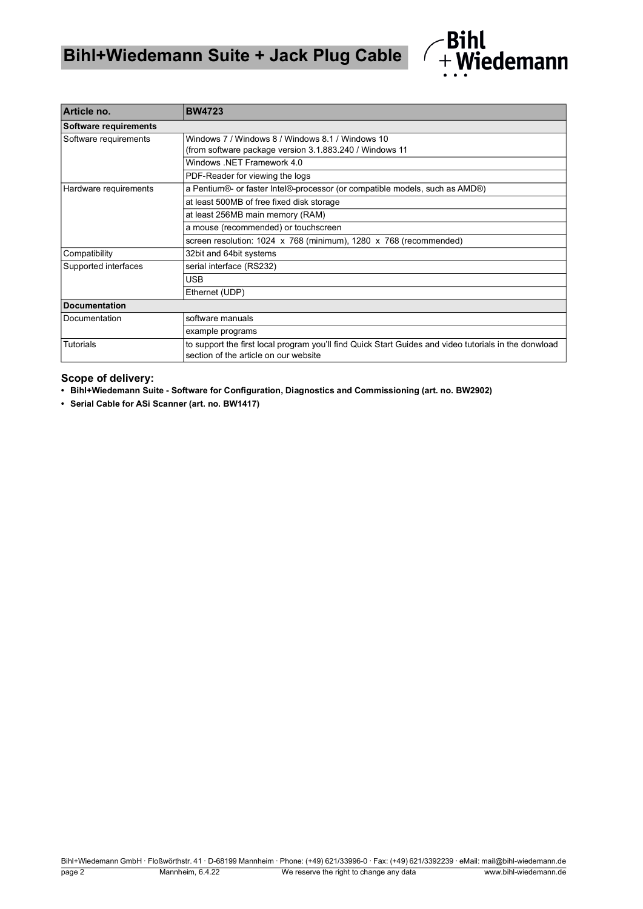# Bihl+Wiedemann Suite + Jack Plug Cable

| Article no. | BW4723 |
|---|---|
| **Software requirements** | |
| Software requirements | Windows 7 / Windows 8 / Windows 8.1 / Windows 10 (from software package version 3.1.883.240 / Windows 11 |
| | Windows .NET Framework 4.0 |
| | PDF-Reader for viewing the logs |
| Hardware requirements | a Pentium®- or faster Intel®-processor (or compatible models, such as AMD®) |
| | at least 500MB of free fixed disk storage |
| | at least 256MB main memory (RAM) |
| | a mouse (recommended) or touchscreen |
| | screen resolution: 1024 x 768 (minimum), 1280 x 768 (recommended) |
| Compatibility | 32bit and 64bit systems |
| Supported interfaces | serial interface (RS232) |
| | USB |
| | Ethernet (UDP) |
| **Documentation** | |
| Documentation | software manuals |
| | example programs |
| Tutorials | to support the first local program you'll find Quick Start Guides and video tutorials in the donwload section of the article on our website |

### Scope of delivery:

- **Bihl+Wiedemann Suite - Software for Configuration, Diagnostics and Commissioning (art. no. BW2902)**
- **Serial Cable for ASi Scanner (art. no. BW1417)**

Bihl+Wiedemann GmbH · Floßwörthstr. 41 · D-68199 Mannheim · Phone: (+49) 621/33996-0 · Fax: (+49) 621/3392239 · eMail: mail@bihl-wiedemann.de

Mannheim, 6.4.22 We reserve the right to change any data www.bihl-wiedemann.de